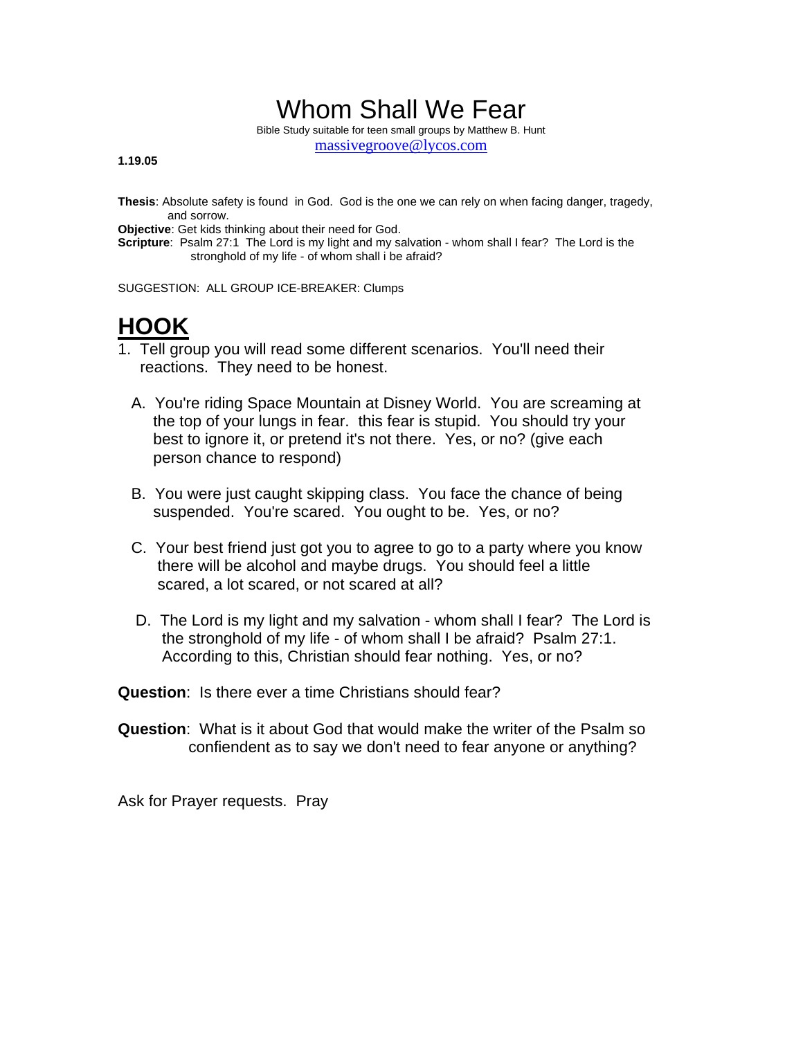# Whom Shall We Fear

Bible Study suitable for teen small groups by Matthew B. Hunt
massivegroove@lycos.com

**1.19.05**

**Thesis**: Absolute safety is found in God. God is the one we can rely on when facing danger, tragedy, and sorrow.
**Objective**: Get kids thinking about their need for God.
**Scripture**: Psalm 27:1 The Lord is my light and my salvation - whom shall I fear? The Lord is the stronghold of my life - of whom shall i be afraid?

SUGGESTION: ALL GROUP ICE-BREAKER: Clumps

## HOOK

1. Tell group you will read some different scenarios. You'll need their reactions. They need to be honest.

   A. You're riding Space Mountain at Disney World. You are screaming at the top of your lungs in fear. this fear is stupid. You should try your best to ignore it, or pretend it's not there. Yes, or no? (give each person chance to respond)

   B. You were just caught skipping class. You face the chance of being suspended. You're scared. You ought to be. Yes, or no?

   C. Your best friend just got you to agree to go to a party where you know there will be alcohol and maybe drugs. You should feel a little scared, a lot scared, or not scared at all?

   D. The Lord is my light and my salvation - whom shall I fear? The Lord is the stronghold of my life - of whom shall I be afraid? Psalm 27:1. According to this, Christian should fear nothing. Yes, or no?

**Question**: Is there ever a time Christians should fear?

**Question**: What is it about God that would make the writer of the Psalm so confiendent as to say we don't need to fear anyone or anything?

Ask for Prayer requests. Pray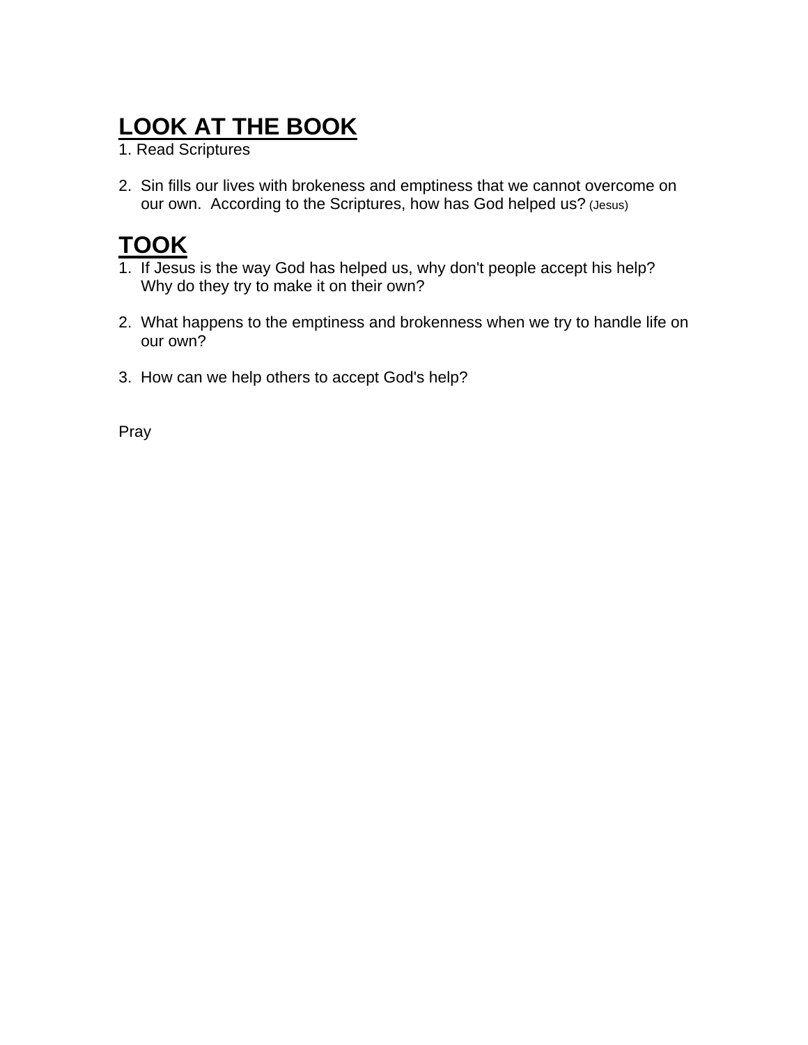## LOOK AT THE BOOK

1. Read Scriptures

2. Sin fills our lives with brokeness and emptiness that we cannot overcome on our own. According to the Scriptures, how has God helped us? (Jesus)

## TOOK

1. If Jesus is the way God has helped us, why don't people accept his help? Why do they try to make it on their own?

2. What happens to the emptiness and brokenness when we try to handle life on our own?

3. How can we help others to accept God's help?

Pray